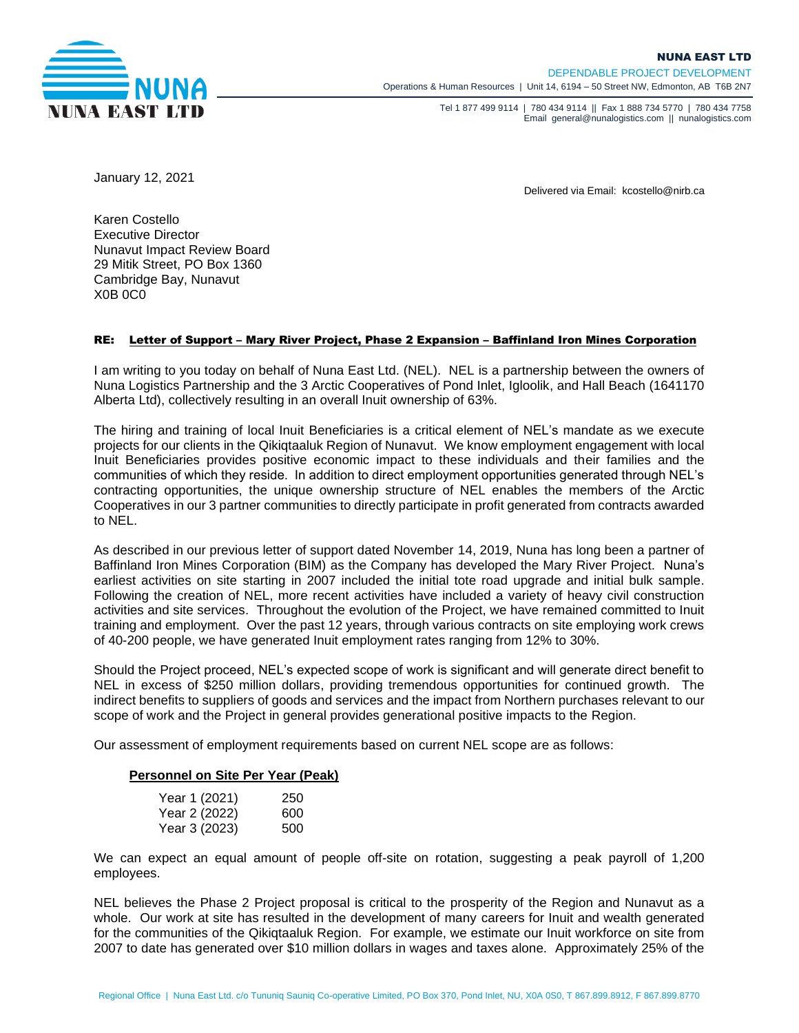**NUNA EAST LTD**

DEPENDABLE PROJECT DEVELOPMENT

Operations & Human Resources | Unit 14, 6194 – 50 Street NW, Edmonton, AB T6B 2N7

Tel 1 877 499 9114 | 780 434 9114 || Fax 1 888 734 5770 | 780 434 7758
Email general@nunalogistics.com || nunalogistics.com

January 12, 2021

Delivered via Email: kcostello@nirb.ca

Karen Costello
Executive Director
Nunavut Impact Review Board
29 Mitik Street, PO Box 1360
Cambridge Bay, Nunavut
X0B 0C0

**RE: Letter of Support – Mary River Project, Phase 2 Expansion – Baffinland Iron Mines Corporation**

I am writing to you today on behalf of Nuna East Ltd. (NEL). NEL is a partnership between the owners of Nuna Logistics Partnership and the 3 Arctic Cooperatives of Pond Inlet, Igloolik, and Hall Beach (1641170 Alberta Ltd), collectively resulting in an overall Inuit ownership of 63%.

The hiring and training of local Inuit Beneficiaries is a critical element of NEL's mandate as we execute projects for our clients in the Qikiqtaaluk Region of Nunavut. We know employment engagement with local Inuit Beneficiaries provides positive economic impact to these individuals and their families and the communities of which they reside. In addition to direct employment opportunities generated through NEL's contracting opportunities, the unique ownership structure of NEL enables the members of the Arctic Cooperatives in our 3 partner communities to directly participate in profit generated from contracts awarded to NEL.

As described in our previous letter of support dated November 14, 2019, Nuna has long been a partner of Baffinland Iron Mines Corporation (BIM) as the Company has developed the Mary River Project. Nuna's earliest activities on site starting in 2007 included the initial tote road upgrade and initial bulk sample. Following the creation of NEL, more recent activities have included a variety of heavy civil construction activities and site services. Throughout the evolution of the Project, we have remained committed to Inuit training and employment. Over the past 12 years, through various contracts on site employing work crews of 40-200 people, we have generated Inuit employment rates ranging from 12% to 30%.

Should the Project proceed, NEL's expected scope of work is significant and will generate direct benefit to NEL in excess of $250 million dollars, providing tremendous opportunities for continued growth. The indirect benefits to suppliers of goods and services and the impact from Northern purchases relevant to our scope of work and the Project in general provides generational positive impacts to the Region.

Our assessment of employment requirements based on current NEL scope are as follows:

**Personnel on Site Per Year (Peak)**

| | |
|---|---|
| Year 1 (2021) | 250 |
| Year 2 (2022) | 600 |
| Year 3 (2023) | 500 |

We can expect an equal amount of people off-site on rotation, suggesting a peak payroll of 1,200 employees.

NEL believes the Phase 2 Project proposal is critical to the prosperity of the Region and Nunavut as a whole. Our work at site has resulted in the development of many careers for Inuit and wealth generated for the communities of the Qikiqtaaluk Region. For example, we estimate our Inuit workforce on site from 2007 to date has generated over $10 million dollars in wages and taxes alone. Approximately 25% of the

Regional Office | Nuna East Ltd. c/o Tununiq Sauniq Co-operative Limited, PO Box 370, Pond Inlet, NU, X0A 0S0, T 867.899.8912, F 867.899.8770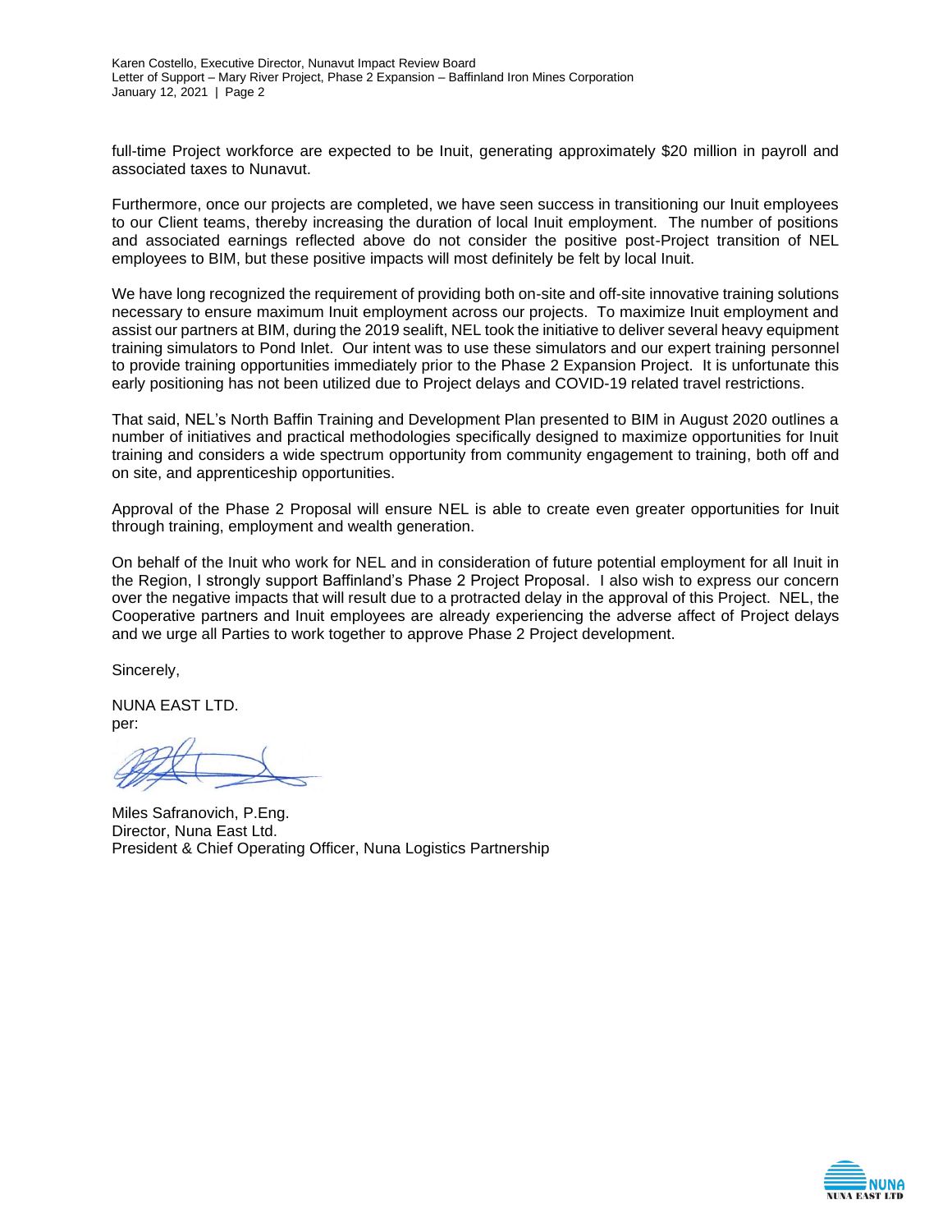full-time Project workforce are expected to be Inuit, generating approximately $20 million in payroll and associated taxes to Nunavut.

Furthermore, once our projects are completed, we have seen success in transitioning our Inuit employees to our Client teams, thereby increasing the duration of local Inuit employment. The number of positions and associated earnings reflected above do not consider the positive post-Project transition of NEL employees to BIM, but these positive impacts will most definitely be felt by local Inuit.

We have long recognized the requirement of providing both on-site and off-site innovative training solutions necessary to ensure maximum Inuit employment across our projects. To maximize Inuit employment and assist our partners at BIM, during the 2019 sealift, NEL took the initiative to deliver several heavy equipment training simulators to Pond Inlet. Our intent was to use these simulators and our expert training personnel to provide training opportunities immediately prior to the Phase 2 Expansion Project. It is unfortunate this early positioning has not been utilized due to Project delays and COVID-19 related travel restrictions.

That said, NEL's North Baffin Training and Development Plan presented to BIM in August 2020 outlines a number of initiatives and practical methodologies specifically designed to maximize opportunities for Inuit training and considers a wide spectrum opportunity from community engagement to training, both off and on site, and apprenticeship opportunities.

Approval of the Phase 2 Proposal will ensure NEL is able to create even greater opportunities for Inuit through training, employment and wealth generation.

On behalf of the Inuit who work for NEL and in consideration of future potential employment for all Inuit in the Region, I strongly support Baffinland's Phase 2 Project Proposal. I also wish to express our concern over the negative impacts that will result due to a protracted delay in the approval of this Project. NEL, the Cooperative partners and Inuit employees are already experiencing the adverse affect of Project delays and we urge all Parties to work together to approve Phase 2 Project development.

Sincerely,

NUNA EAST LTD.
per:

Miles Safranovich, P.Eng.
Director, Nuna East Ltd.
President & Chief Operating Officer, Nuna Logistics Partnership